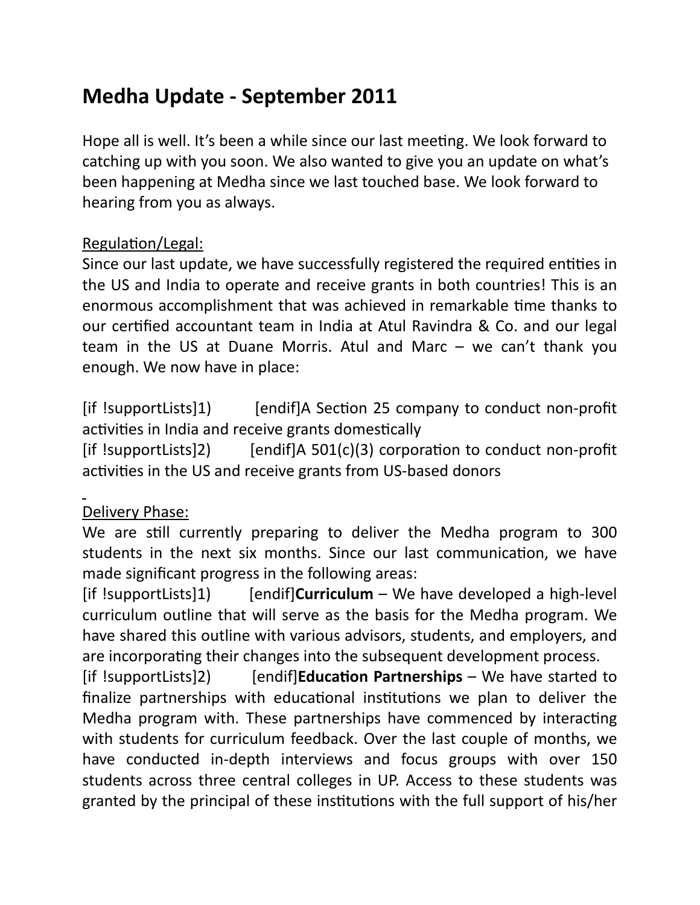# Medha Update - September 2011

Hope all is well. It's been a while since our last meeting. We look forward to catching up with you soon. We also wanted to give you an update on what's been happening at Medha since we last touched base. We look forward to hearing from you as always.

Regulation/Legal:

Since our last update, we have successfully registered the required entities in the US and India to operate and receive grants in both countries! This is an enormous accomplishment that was achieved in remarkable time thanks to our certified accountant team in India at Atul Ravindra & Co. and our legal team in the US at Duane Morris. Atul and Marc – we can't thank you enough. We now have in place:

[if !supportLists]1) [endif]A Section 25 company to conduct non-profit activities in India and receive grants domestically
[if !supportLists]2) [endif]A 501(c)(3) corporation to conduct non-profit activities in the US and receive grants from US-based donors

Delivery Phase:

We are still currently preparing to deliver the Medha program to 300 students in the next six months. Since our last communication, we have made significant progress in the following areas:
[if !supportLists]1) [endif]**Curriculum** – We have developed a high-level curriculum outline that will serve as the basis for the Medha program. We have shared this outline with various advisors, students, and employers, and are incorporating their changes into the subsequent development process.
[if !supportLists]2) [endif]**Education Partnerships** – We have started to finalize partnerships with educational institutions we plan to deliver the Medha program with. These partnerships have commenced by interacting with students for curriculum feedback. Over the last couple of months, we have conducted in-depth interviews and focus groups with over 150 students across three central colleges in UP. Access to these students was granted by the principal of these institutions with the full support of his/her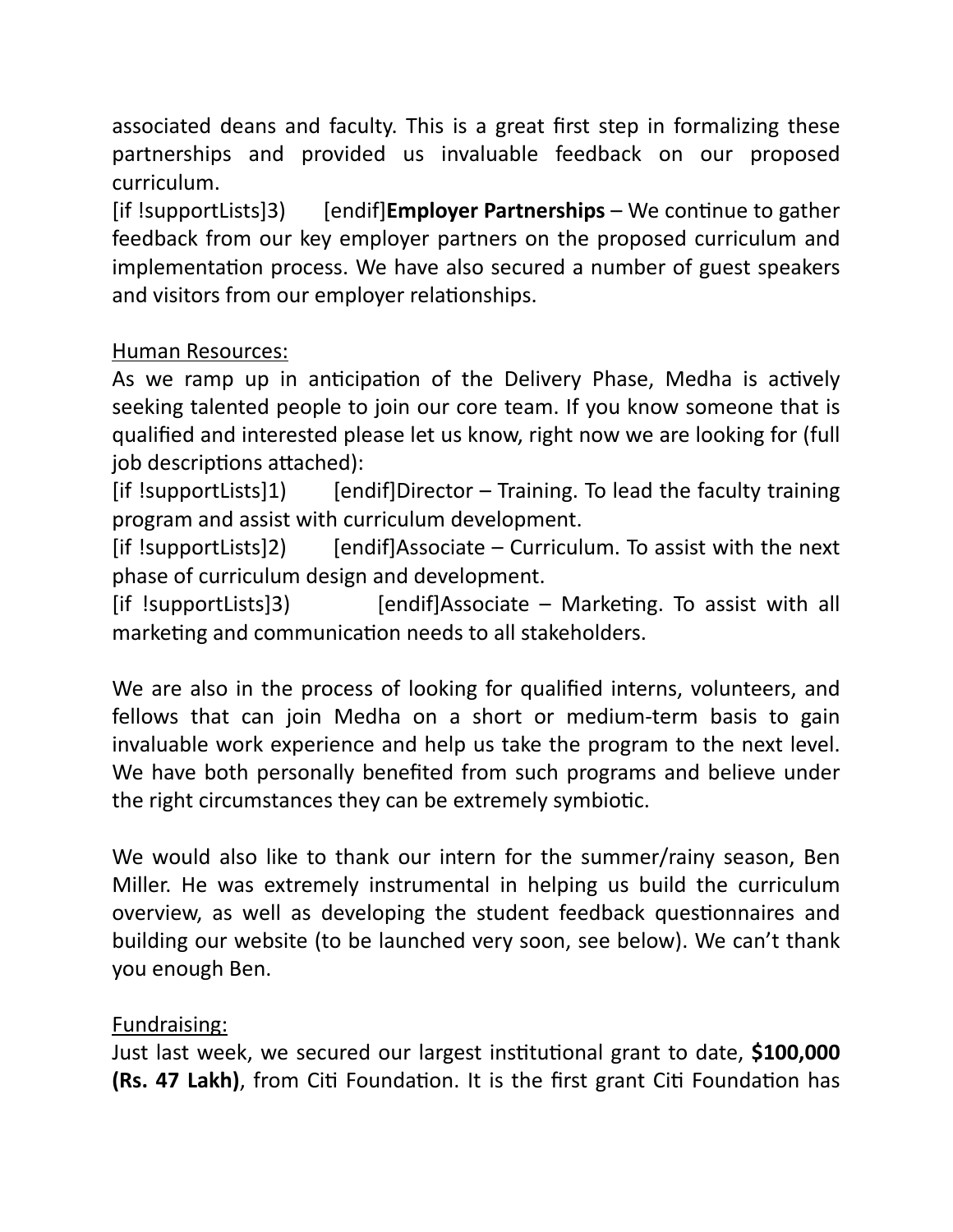associated deans and faculty. This is a great first step in formalizing these partnerships and provided us invaluable feedback on our proposed curriculum.

[if !supportLists]3) [endif]**Employer Partnerships** – We continue to gather feedback from our key employer partners on the proposed curriculum and implementation process. We have also secured a number of guest speakers and visitors from our employer relationships.

<u>Human Resources:</u>

As we ramp up in anticipation of the Delivery Phase, Medha is actively seeking talented people to join our core team. If you know someone that is qualified and interested please let us know, right now we are looking for (full job descriptions attached):

[if !supportLists]1) [endif]Director – Training. To lead the faculty training program and assist with curriculum development.

[if !supportLists]2) [endif]Associate – Curriculum. To assist with the next phase of curriculum design and development.

[if !supportLists]3) [endif]Associate – Marketing. To assist with all marketing and communication needs to all stakeholders.

We are also in the process of looking for qualified interns, volunteers, and fellows that can join Medha on a short or medium-term basis to gain invaluable work experience and help us take the program to the next level. We have both personally benefited from such programs and believe under the right circumstances they can be extremely symbiotic.

We would also like to thank our intern for the summer/rainy season, Ben Miller. He was extremely instrumental in helping us build the curriculum overview, as well as developing the student feedback questionnaires and building our website (to be launched very soon, see below). We can't thank you enough Ben.

<u>Fundraising:</u>

Just last week, we secured our largest institutional grant to date, **$100,000 (Rs. 47 Lakh)**, from Citi Foundation. It is the first grant Citi Foundation has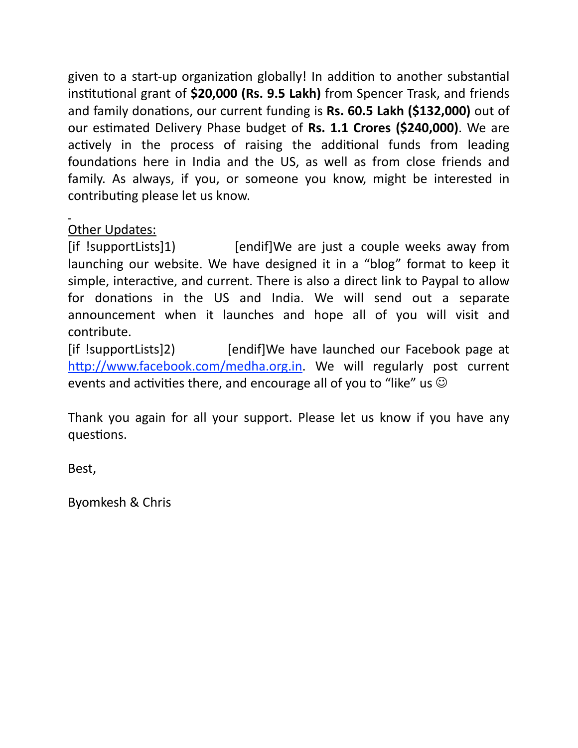given to a start-up organization globally! In addition to another substantial institutional grant of **$20,000 (Rs. 9.5 Lakh)** from Spencer Trask, and friends and family donations, our current funding is **Rs. 60.5 Lakh ($132,000)** out of our estimated Delivery Phase budget of **Rs. 1.1 Crores ($240,000)**. We are actively in the process of raising the additional funds from leading foundations here in India and the US, as well as from close friends and family. As always, if you, or someone you know, might be interested in contributing please let us know.

Other Updates:

[if !supportLists]1) [endif]We are just a couple weeks away from launching our website. We have designed it in a "blog" format to keep it simple, interactive, and current. There is also a direct link to Paypal to allow for donations in the US and India. We will send out a separate announcement when it launches and hope all of you will visit and contribute.

[if !supportLists]2) [endif]We have launched our Facebook page at [http://www.facebook.com/medha.org.in](http://www.facebook.com/medha.org.in). We will regularly post current events and activities there, and encourage all of you to "like" us ☺

Thank you again for all your support. Please let us know if you have any questions.

Best,

Byomkesh & Chris